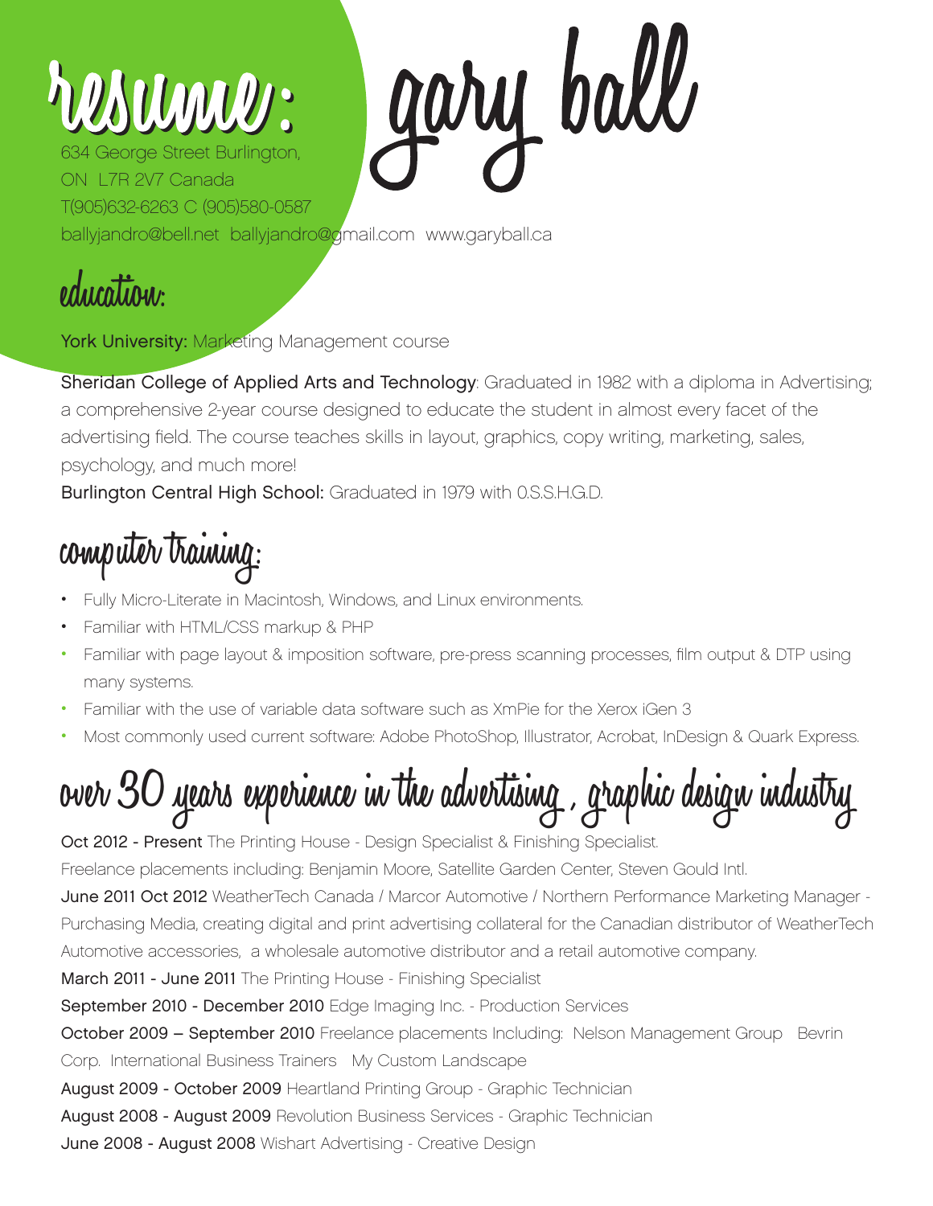# resume: gary ball

634 George Street Burlington,
ON L7R 2V7 Canada
T(905)632-6263 C (905)580-0587
ballyjandro@bell.net ballyjandro@gmail.com www.garyball.ca

## education:

**York University:** Marketing Management course

**Sheridan College of Applied Arts and Technology**: Graduated in 1982 with a diploma in Advertising; a comprehensive 2-year course designed to educate the student in almost every facet of the advertising field. The course teaches skills in layout, graphics, copy writing, marketing, sales, psychology, and much more!

**Burlington Central High School:** Graduated in 1979 with O.S.S.H.G.D.

## computer training:

- Fully Micro-Literate in Macintosh, Windows, and Linux environments.
- Familiar with HTML/CSS markup & PHP
- Familiar with page layout & imposition software, pre-press scanning processes, film output & DTP using many systems.
- Familiar with the use of variable data software such as XmPie for the Xerox iGen 3
- Most commonly used current software: Adobe PhotoShop, Illustrator, Acrobat, InDesign & Quark Express.

## over 30 years experience in the advertising , graphic design industry

**Oct 2012 - Present** The Printing House - Design Specialist & Finishing Specialist.
Freelance placements including: Benjamin Moore, Satellite Garden Center, Steven Gould Intl.

**June 2011 Oct 2012** WeatherTech Canada / Marcor Automotive / Northern Performance Marketing Manager - Purchasing Media, creating digital and print advertising collateral for the Canadian distributor of WeatherTech Automotive accessories, a wholesale automotive distributor and a retail automotive company.

**March 2011 - June 2011** The Printing House - Finishing Specialist

**September 2010 - December 2010** Edge Imaging Inc. - Production Services

**October 2009 – September 2010** Freelance placements Including: Nelson Management Group Bevrin Corp. International Business Trainers My Custom Landscape

**August 2009 - October 2009** Heartland Printing Group - Graphic Technician

**August 2008 - August 2009** Revolution Business Services - Graphic Technician

**June 2008 - August 2008** Wishart Advertising - Creative Design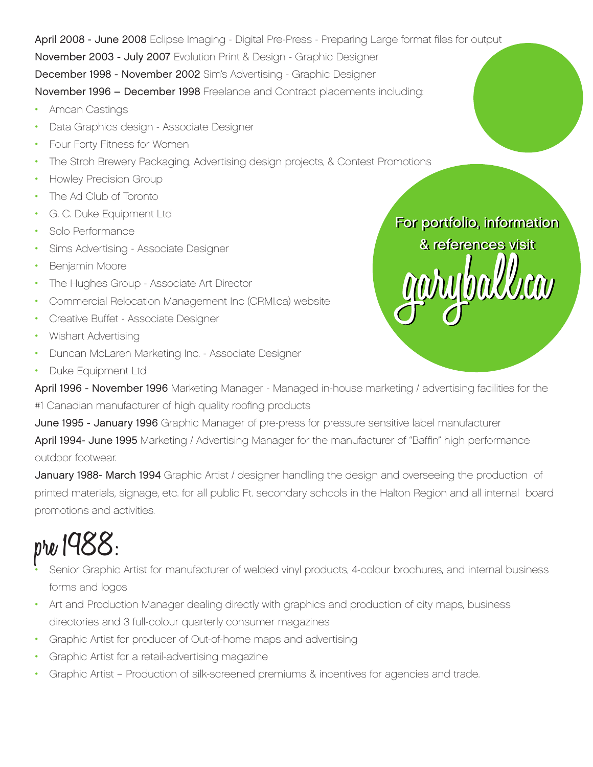**April 2008 - June 2008** Eclipse Imaging - Digital Pre-Press - Preparing Large format files for output

**November 2003 - July 2007** Evolution Print & Design - Graphic Designer

**December 1998 - November 2002** Sim's Advertising - Graphic Designer

**November 1996 – December 1998** Freelance and Contract placements including:

- Amcan Castings
- Data Graphics design - Associate Designer
- Four Forty Fitness for Women
- The Stroh Brewery Packaging, Advertising design projects, & Contest Promotions
- Howley Precision Group
- The Ad Club of Toronto
- G. C. Duke Equipment Ltd
- Solo Performance
- Sims Advertising - Associate Designer
- Benjamin Moore
- The Hughes Group - Associate Art Director
- Commercial Relocation Management Inc (CRMI.ca) website
- Creative Buffet - Associate Designer
- Wishart Advertising
- Duncan McLaren Marketing Inc. - Associate Designer
- Duke Equipment Ltd

For portfolio, information & references visit

garyball.ca

**April 1996 - November 1996** Marketing Manager - Managed in-house marketing / advertising facilities for the #1 Canadian manufacturer of high quality roofing products

**June 1995 - January 1996** Graphic Manager of pre-press for pressure sensitive label manufacturer

**April 1994- June 1995** Marketing / Advertising Manager for the manufacturer of "Baffin" high performance outdoor footwear.

**January 1988- March 1994** Graphic Artist / designer handling the design and overseeing the production of printed materials, signage, etc. for all public Ft. secondary schools in the Halton Region and all internal board promotions and activities.

# pre 1988:

- Senior Graphic Artist for manufacturer of welded vinyl products, 4-colour brochures, and internal business forms and logos
- Art and Production Manager dealing directly with graphics and production of city maps, business directories and 3 full-colour quarterly consumer magazines
- Graphic Artist for producer of Out-of-home maps and advertising
- Graphic Artist for a retail-advertising magazine
- Graphic Artist – Production of silk-screened premiums & incentives for agencies and trade.